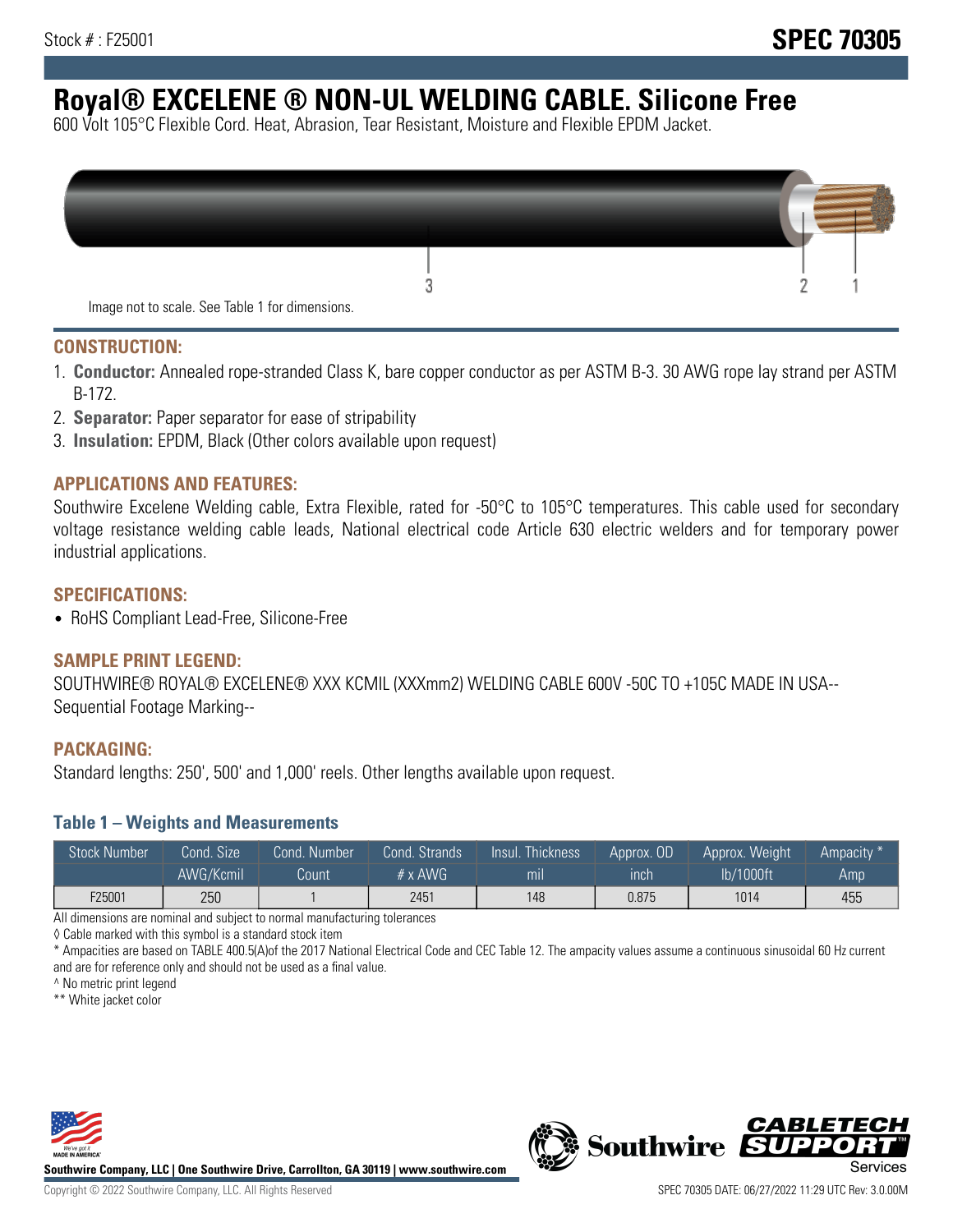Stock # : F25001

# SPEC 70305

# Royal® EXCELENE ® NON-UL WELDING CABLE. Silicone Free

600 Volt 105°C Flexible Cord. Heat, Abrasion, Tear Resistant, Moisture and Flexible EPDM Jacket.

Image not to scale. See Table 1 for dimensions.

## CONSTRUCTION:

1. **Conductor:** Annealed rope-stranded Class K, bare copper conductor as per ASTM B-3. 30 AWG rope lay strand per ASTM B-172.
2. **Separator:** Paper separator for ease of stripability
3. **Insulation:** EPDM, Black (Other colors available upon request)

## APPLICATIONS AND FEATURES:

Southwire Excelene Welding cable, Extra Flexible, rated for -50°C to 105°C temperatures. This cable used for secondary voltage resistance welding cable leads, National electrical code Article 630 electric welders and for temporary power industrial applications.

## SPECIFICATIONS:

- RoHS Compliant Lead-Free, Silicone-Free

## SAMPLE PRINT LEGEND:

SOUTHWIRE® ROYAL® EXCELENE® XXX KCMIL (XXXmm2) WELDING CABLE 600V -50C TO +105C MADE IN USA--Sequential Footage Marking--

## PACKAGING:

Standard lengths: 250', 500' and 1,000' reels. Other lengths available upon request.

### Table 1 – Weights and Measurements

| Stock Number | Cond. Size | Cond. Number | Cond. Strands | Insul. Thickness | Approx. OD | Approx. Weight | Ampacity * |
|---|---|---|---|---|---|---|---|
| | AWG/Kcmil | Count | # x AWG | mil | inch | lb/1000ft | Amp |
| F25001 | 250 | 1 | 2451 | 148 | 0.875 | 1014 | 455 |

All dimensions are nominal and subject to normal manufacturing tolerances

◊ Cable marked with this symbol is a standard stock item

* Ampacities are based on TABLE 400.5(A)of the 2017 National Electrical Code and CEC Table 12. The ampacity values assume a continuous sinusoidal 60 Hz current and are for reference only and should not be used as a final value.

^ No metric print legend

** White jacket color

Southwire Company, LLC | One Southwire Drive, Carrollton, GA 30119 | www.southwire.com

Copyright © 2022 Southwire Company, LLC. All Rights Reserved

SPEC 70305 DATE: 06/27/2022 11:29 UTC Rev: 3.0.00M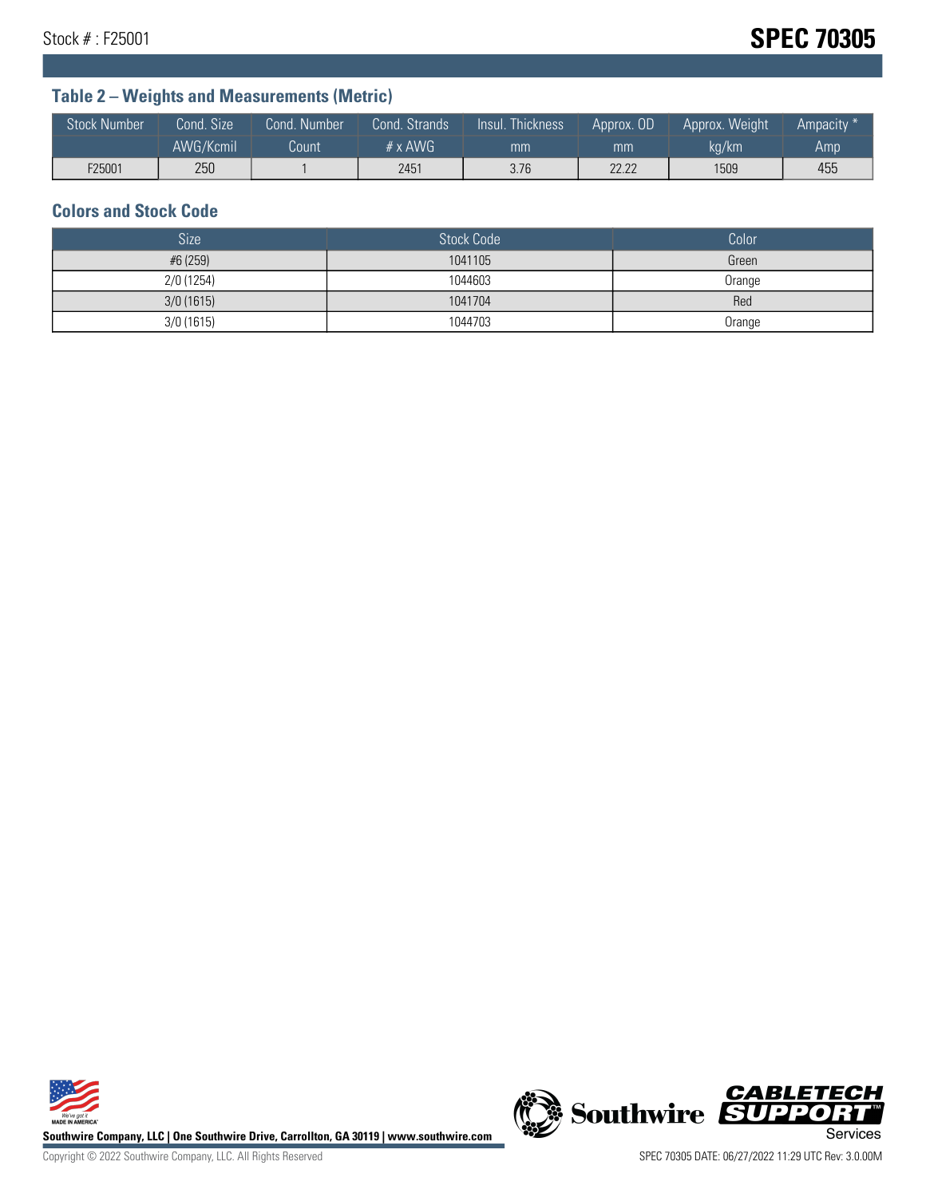## Table 2 – Weights and Measurements (Metric)

| Stock Number | Cond. Size | Cond. Number | Cond. Strands | Insul. Thickness | Approx. OD | Approx. Weight | Ampacity * |
|---|---|---|---|---|---|---|---|
| | AWG/Kcmil | Count | # x AWG | mm | mm | kg/km | Amp |
| F25001 | 250 | 1 | 2451 | 3.76 | 22.22 | 1509 | 455 |

## Colors and Stock Code

| Size | Stock Code | Color |
|---|---|---|
| #6 (259) | 1041105 | Green |
| 2/0 (1254) | 1044603 | Orange |
| 3/0 (1615) | 1041704 | Red |
| 3/0 (1615) | 1044703 | Orange |

Southwire Company, LLC | One Southwire Drive, Carrollton, GA 30119 | www.southwire.com

Copyright © 2022 Southwire Company, LLC. All Rights Reserved

SPEC 70305 DATE: 06/27/2022 11:29 UTC Rev: 3.0.00M